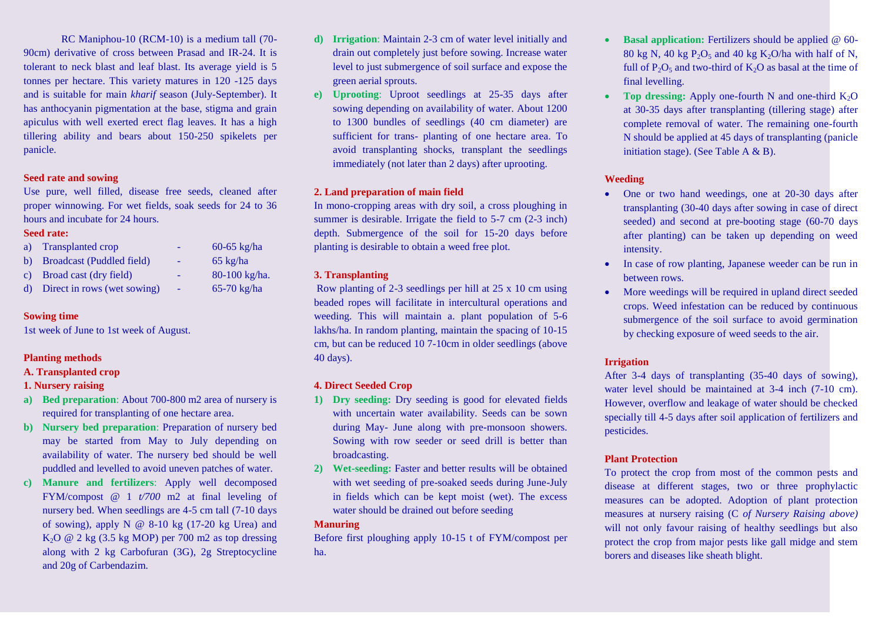RC Maniphou-10 (RCM-10) is a medium tall (70-90cm) derivative of cross between Prasad and IR-24. It is tolerant to neck blast and leaf blast. Its average yield is 5 tonnes per hectare. This variety matures in 120 -125 days and is suitable for main *kharif* season (July-September). It has anthocyanin pigmentation at the base, stigma and grain apiculus with well exerted erect flag leaves. It has a high tillering ability and bears about 150-250 spikelets per panicle.

**Seed rate and sowing**

Use pure, well filled, disease free seeds, cleaned after proper winnowing. For wet fields, soak seeds for 24 to 36 hours and incubate for 24 hours.

**Seed rate:**

| | | | |
|---|---|---|---|
| a) | Transplanted crop | - | 60-65 kg/ha |
| b) | Broadcast (Puddled field) | - | 65 kg/ha |
| c) | Broad cast (dry field) | - | 80-100 kg/ha. |
| d) | Direct in rows (wet sowing) | - | 65-70 kg/ha |

**Sowing time**

1st week of June to 1st week of August.

**Planting methods**

**A. Transplanted crop**

**1. Nursery raising**

a) **Bed preparation**: About 700-800 m2 area of nursery is required for transplanting of one hectare area.

b) **Nursery bed preparation**: Preparation of nursery bed may be started from May to July depending on availability of water. The nursery bed should be well puddled and levelled to avoid uneven patches of water.

c) **Manure and fertilizers**: Apply well decomposed FYM/compost @ 1 *t/700* m2 at final leveling of nursery bed. When seedlings are 4-5 cm tall (7-10 days of sowing), apply N @ 8-10 kg (17-20 kg Urea) and $K_2O$ @ 2 kg (3.5 kg MOP) per 700 m2 as top dressing along with 2 kg Carbofuran (3G), 2g Streptocycline and 20g of Carbendazim.

d) **Irrigation**: Maintain 2-3 cm of water level initially and drain out completely just before sowing. Increase water level to just submergence of soil surface and expose the green aerial sprouts.

e) **Uprooting**: Uproot seedlings at 25-35 days after sowing depending on availability of water. About 1200 to 1300 bundles of seedlings (40 cm diameter) are sufficient for trans- planting of one hectare area. To avoid transplanting shocks, transplant the seedlings immediately (not later than 2 days) after uprooting.

**2. Land preparation of main field**

In mono-cropping areas with dry soil, a cross ploughing in summer is desirable. Irrigate the field to 5-7 cm (2-3 inch) depth. Submergence of the soil for 15-20 days before planting is desirable to obtain a weed free plot.

**3. Transplanting**

Row planting of 2-3 seedlings per hill at 25 x 10 cm using beaded ropes will facilitate in intercultural operations and weeding. This will maintain a. plant population of 5-6 lakhs/ha. In random planting, maintain the spacing of 10-15 cm, but can be reduced 10 7-10cm in older seedlings (above 40 days).

**4. Direct Seeded Crop**

1) **Dry seeding:** Dry seeding is good for elevated fields with uncertain water availability. Seeds can be sown during May- June along with pre-monsoon showers. Sowing with row seeder or seed drill is better than broadcasting.

2) **Wet-seeding:** Faster and better results will be obtained with wet seeding of pre-soaked seeds during June-July in fields which can be kept moist (wet). The excess water should be drained out before seeding

**Manuring**

Before first ploughing apply 10-15 t of FYM/compost per ha.

- **Basal application:** Fertilizers should be applied @ 60-80 kg N, 40 kg $P_2O_5$ and 40 kg $K_2O$/ha with half of N, full of $P_2O_5$ and two-third of $K_2O$ as basal at the time of final levelling.
- **Top dressing:** Apply one-fourth N and one-third $K_2O$ at 30-35 days after transplanting (tillering stage) after complete removal of water. The remaining one-fourth N should be applied at 45 days of transplanting (panicle initiation stage). (See Table A & B).

**Weeding**

- One or two hand weedings, one at 20-30 days after transplanting (30-40 days after sowing in case of direct seeded) and second at pre-booting stage (60-70 days after planting) can be taken up depending on weed intensity.
- In case of row planting, Japanese weeder can be run in between rows.
- More weedings will be required in upland direct seeded crops. Weed infestation can be reduced by continuous submergence of the soil surface to avoid germination by checking exposure of weed seeds to the air.

**Irrigation**

After 3-4 days of transplanting (35-40 days of sowing), water level should be maintained at 3-4 inch (7-10 cm). However, overflow and leakage of water should be checked specially till 4-5 days after soil application of fertilizers and pesticides.

**Plant Protection**

To protect the crop from most of the common pests and disease at different stages, two or three prophylactic measures can be adopted. Adoption of plant protection measures at nursery raising (C *of Nursery Raising above)* will not only favour raising of healthy seedlings but also protect the crop from major pests like gall midge and stem borers and diseases like sheath blight.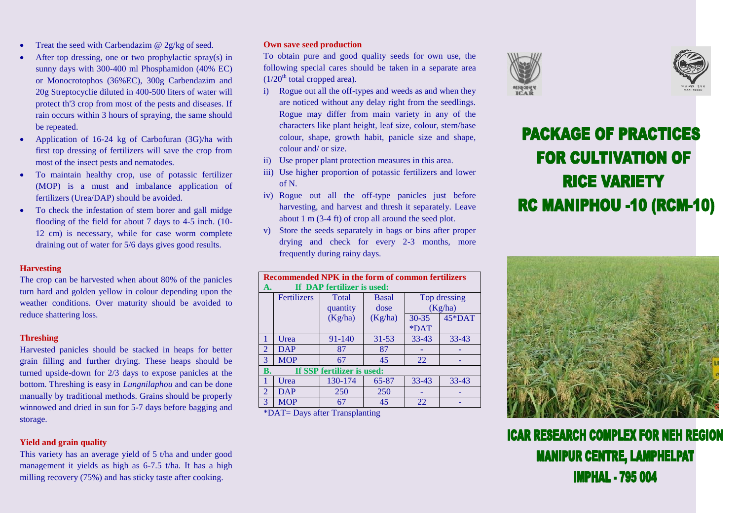- Treat the seed with Carbendazim @ 2g/kg of seed.
- After top dressing, one or two prophylactic spray(s) in sunny days with 300-400 ml Phosphamidon (40% EC) or Monocrotophos (36%EC), 300g Carbendazim and 20g Streptocyclie diluted in 400-500 liters of water will protect th'3 crop from most of the pests and diseases. If rain occurs within 3 hours of spraying, the same should be repeated.
- Application of 16-24 kg of Carbofuran (3G)/ha with first top dressing of fertilizers will save the crop from most of the insect pests and nematodes.
- To maintain healthy crop, use of potassic fertilizer (MOP) is a must and imbalance application of fertilizers (Urea/DAP) should be avoided.
- To check the infestation of stem borer and gall midge flooding of the field for about 7 days to 4-5 inch. (10-12 cm) is necessary, while for case worm complete draining out of water for 5/6 days gives good results.

**Harvesting**

The crop can be harvested when about 80% of the panicles turn hard and golden yellow in colour depending upon the weather conditions. Over maturity should be avoided to reduce shattering loss.

**Threshing**

Harvested panicles should be stacked in heaps for better grain filling and further drying. These heaps should be turned upside-down for 2/3 days to expose panicles at the bottom. Threshing is easy in *Lungnilaphou* and can be done manually by traditional methods. Grains should be properly winnowed and dried in sun for 5-7 days before bagging and storage.

**Yield and grain quality**

This variety has an average yield of 5 t/ha and under good management it yields as high as 6-7.5 t/ha. It has a high milling recovery (75%) and has sticky taste after cooking.

**Own save seed production**

To obtain pure and good quality seeds for own use, the following special cares should be taken in a separate area ($1/20^{th}$ total cropped area).

i) Rogue out all the off-types and weeds as and when they are noticed without any delay right from the seedlings. Rogue may differ from main variety in any of the characters like plant height, leaf size, colour, stem/base colour, shape, growth habit, panicle size and shape, colour and/ or size.
ii) Use proper plant protection measures in this area.
iii) Use higher proportion of potassic fertilizers and lower of N.
iv) Rogue out all the off-type panicles just before harvesting, and harvest and thresh it separately. Leave about 1 m (3-4 ft) of crop all around the seed plot.
v) Store the seeds separately in bags or bins after proper drying and check for every 2-3 months, more frequently during rainy days.

**Recommended NPK in the form of common fertilizers**

| | Fertilizers | Total quantity (Kg/ha) | Basal dose (Kg/ha) | Top dressing (Kg/ha) | |
|---|---|---|---|---|---|
| | | | | 30-35 *DAT | 45*DAT |
| **A.** | **If DAP fertilizer is used:** | | | | |
| 1 | Urea | 91-140 | 31-53 | 33-43 | 33-43 |
| 2 | DAP | 87 | 87 | - | - |
| 3 | MOP | 67 | 45 | 22 | - |
| **B.** | **If SSP fertilizer is used:** | | | | |
| 1 | Urea | 130-174 | 65-87 | 33-43 | 33-43 |
| 2 | DAP | 250 | 250 | - | - |
| 3 | MOP | 67 | 45 | 22 | - |

*DAT= Days after Transplanting

# PACKAGE OF PRACTICES FOR CULTIVATION OF RICE VARIETY RC MANIPHOU -10 (RCM-10)

**ICAR RESEARCH COMPLEX FOR NEH REGION**
**MANIPUR CENTRE, LAMPHELPAT**
**IMPHAL - 795 004**